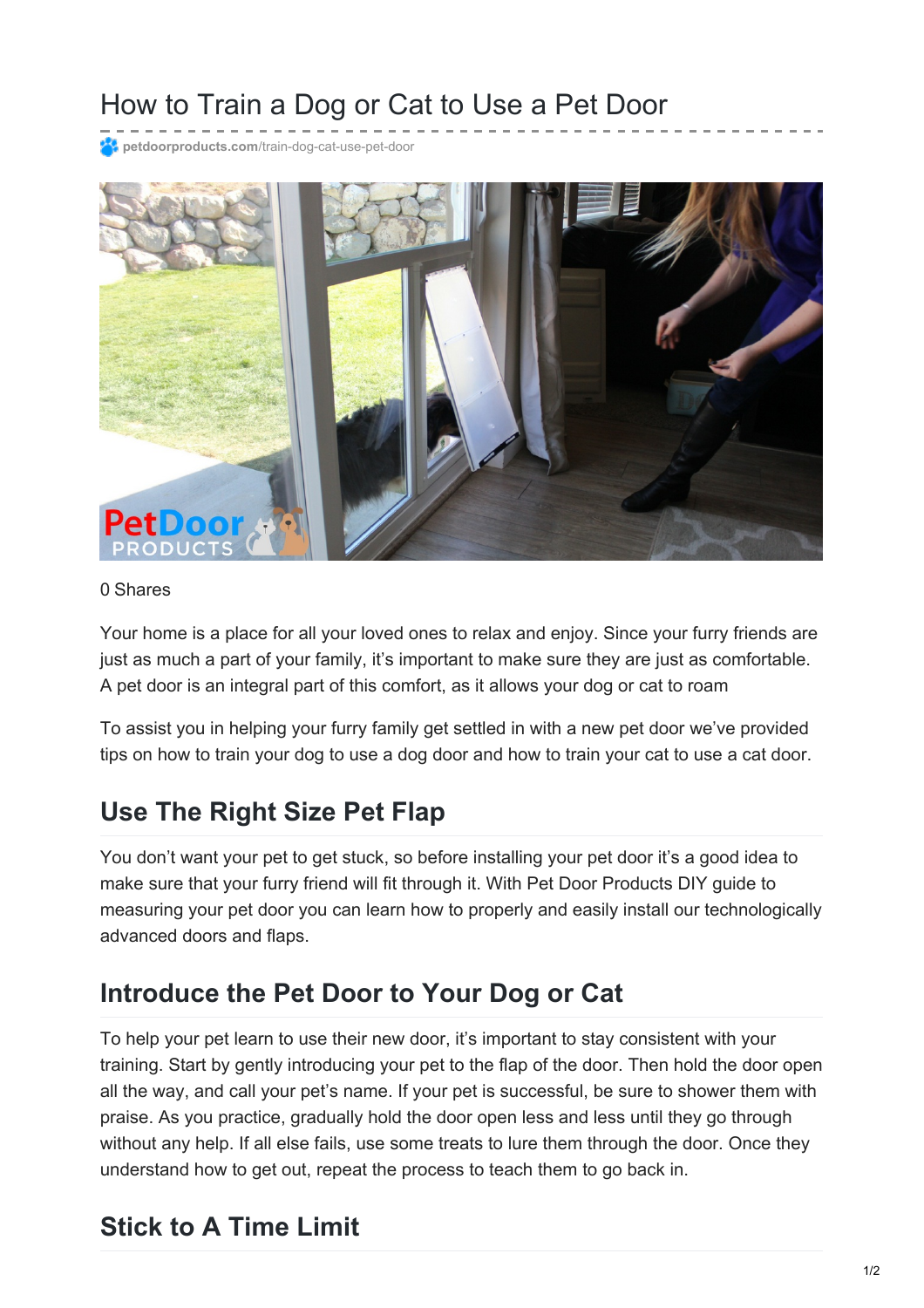# How to Train a Dog or Cat to Use a Pet Door

petdoorproducts.com/train-dog-cat-use-pet-door

0 Shares

Your home is a place for all your loved ones to relax and enjoy. Since your furry friends are just as much a part of your family, it's important to make sure they are just as comfortable. A pet door is an integral part of this comfort, as it allows your dog or cat to roam

To assist you in helping your furry family get settled in with a new pet door we've provided tips on how to train your dog to use a dog door and how to train your cat to use a cat door.

## Use The Right Size Pet Flap

You don't want your pet to get stuck, so before installing your pet door it's a good idea to make sure that your furry friend will fit through it. With Pet Door Products DIY guide to measuring your pet door you can learn how to properly and easily install our technologically advanced doors and flaps.

## Introduce the Pet Door to Your Dog or Cat

To help your pet learn to use their new door, it's important to stay consistent with your training. Start by gently introducing your pet to the flap of the door. Then hold the door open all the way, and call your pet's name. If your pet is successful, be sure to shower them with praise. As you practice, gradually hold the door open less and less until they go through without any help. If all else fails, use some treats to lure them through the door. Once they understand how to get out, repeat the process to teach them to go back in.

## Stick to A Time Limit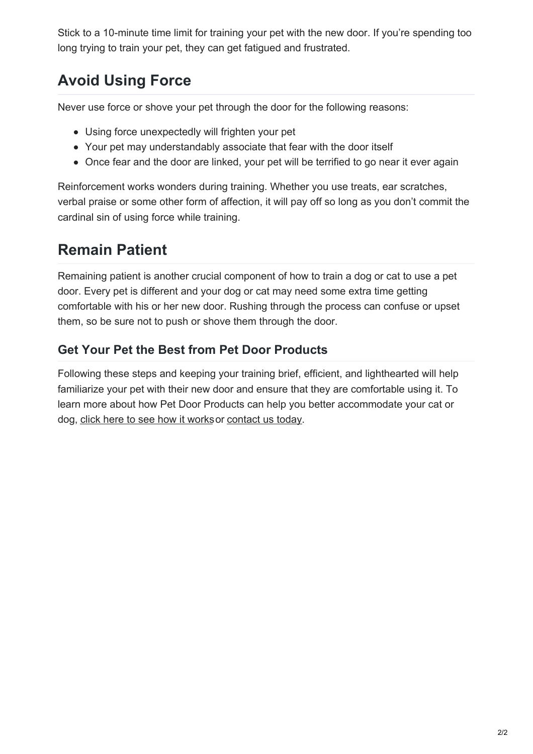Stick to a 10-minute time limit for training your pet with the new door. If you're spending too long trying to train your pet, they can get fatigued and frustrated.

## Avoid Using Force

Never use force or shove your pet through the door for the following reasons:

- Using force unexpectedly will frighten your pet
- Your pet may understandably associate that fear with the door itself
- Once fear and the door are linked, your pet will be terrified to go near it ever again

Reinforcement works wonders during training. Whether you use treats, ear scratches, verbal praise or some other form of affection, it will pay off so long as you don't commit the cardinal sin of using force while training.

## Remain Patient

Remaining patient is another crucial component of how to train a dog or cat to use a pet door. Every pet is different and your dog or cat may need some extra time getting comfortable with his or her new door. Rushing through the process can confuse or upset them, so be sure not to push or shove them through the door.

### Get Your Pet the Best from Pet Door Products

Following these steps and keeping your training brief, efficient, and lighthearted will help familiarize your pet with their new door and ensure that they are comfortable using it. To learn more about how Pet Door Products can help you better accommodate your cat or dog, click here to see how it worksor contact us today.